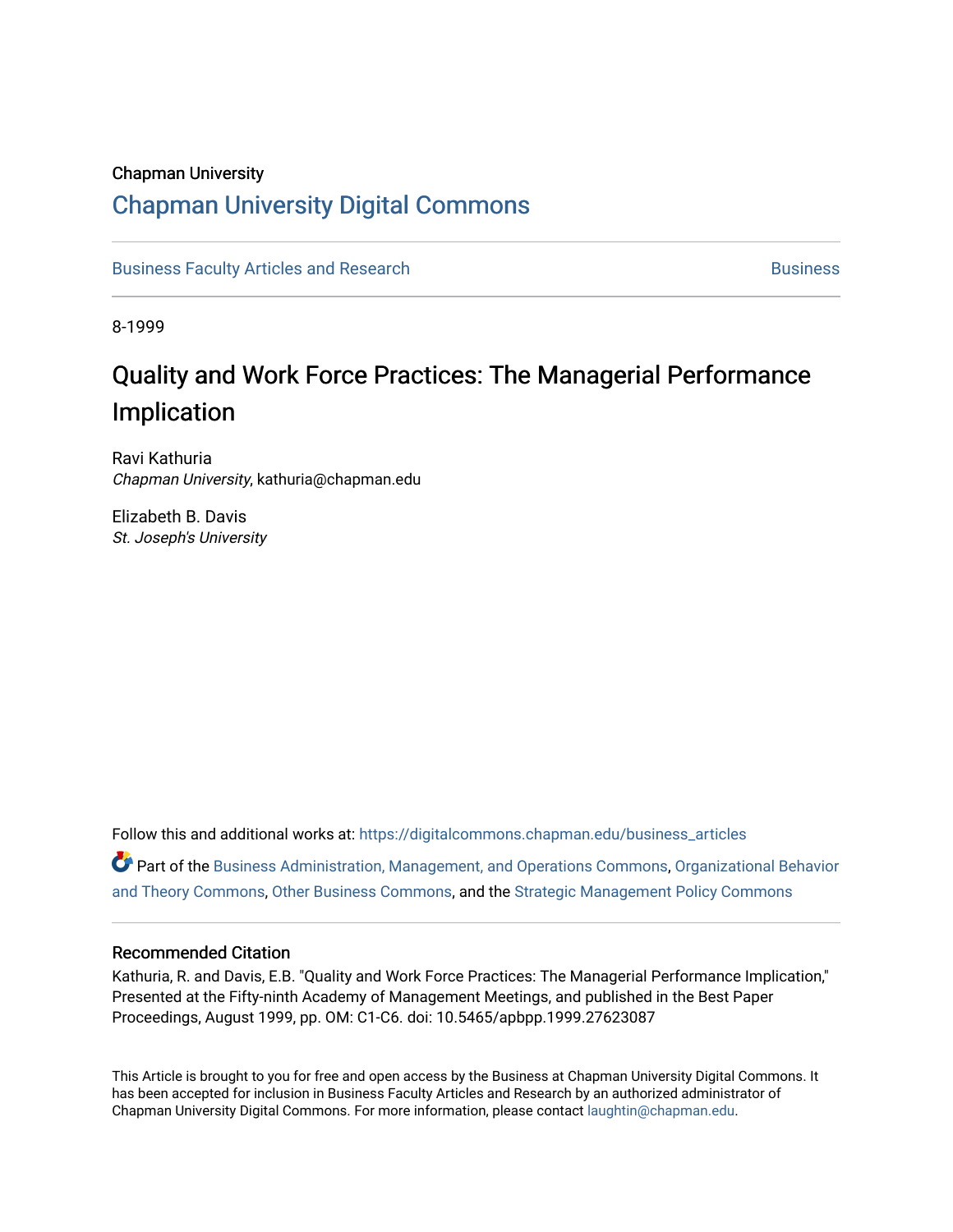Chapman University

## Chapman University Digital Commons

Business Faculty Articles and Research | Business

8-1999

# Quality and Work Force Practices: The Managerial Performance Implication

Ravi Kathuria
*Chapman University*, kathuria@chapman.edu

Elizabeth B. Davis
*St. Joseph's University*

Follow this and additional works at: https://digitalcommons.chapman.edu/business_articles

Part of the Business Administration, Management, and Operations Commons, Organizational Behavior and Theory Commons, Other Business Commons, and the Strategic Management Policy Commons

### Recommended Citation

Kathuria, R. and Davis, E.B. "Quality and Work Force Practices: The Managerial Performance Implication," Presented at the Fifty-ninth Academy of Management Meetings, and published in the Best Paper Proceedings, August 1999, pp. OM: C1-C6. doi: 10.5465/apbpp.1999.27623087

This Article is brought to you for free and open access by the Business at Chapman University Digital Commons. It has been accepted for inclusion in Business Faculty Articles and Research by an authorized administrator of Chapman University Digital Commons. For more information, please contact laughtin@chapman.edu.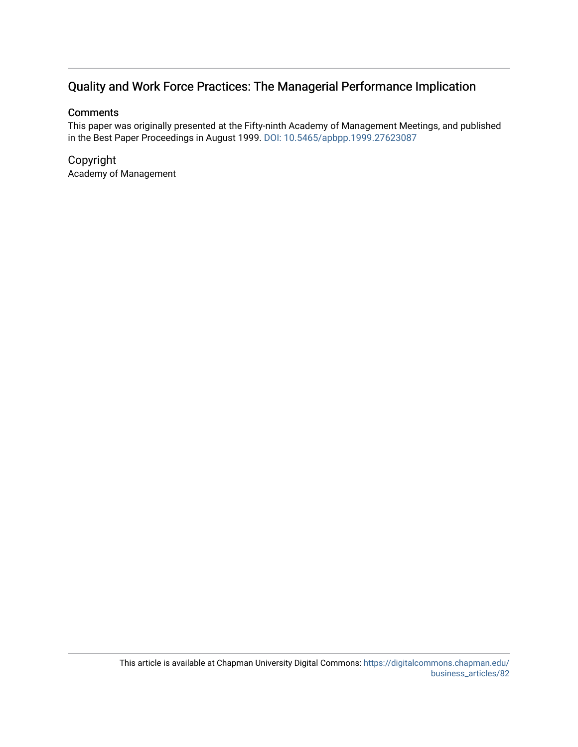## Quality and Work Force Practices: The Managerial Performance Implication

### Comments

This paper was originally presented at the Fifty-ninth Academy of Management Meetings, and published in the Best Paper Proceedings in August 1999. DOI: 10.5465/apbpp.1999.27623087

### Copyright

Academy of Management

This article is available at Chapman University Digital Commons: https://digitalcommons.chapman.edu/business_articles/82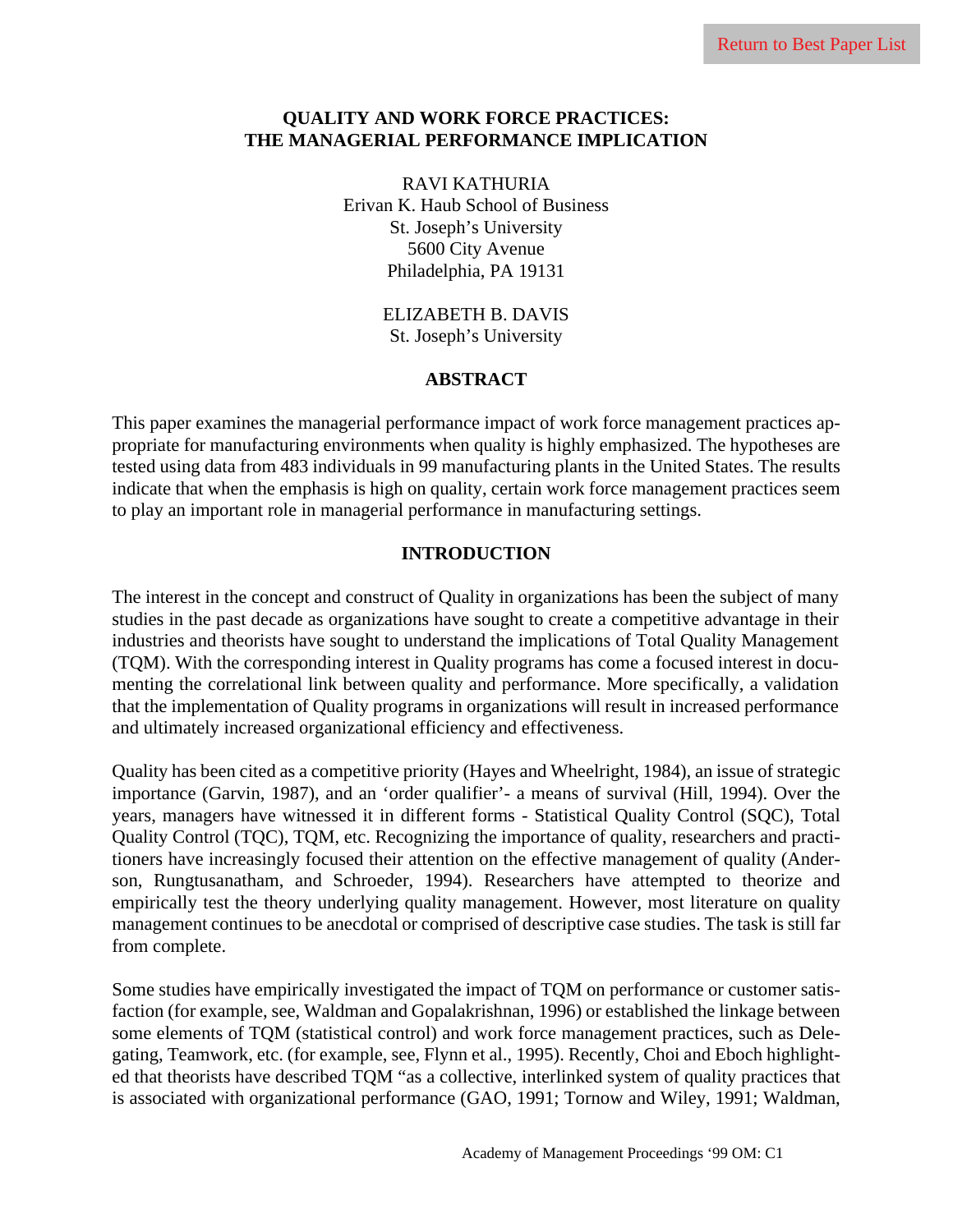# QUALITY AND WORK FORCE PRACTICES: THE MANAGERIAL PERFORMANCE IMPLICATION

RAVI KATHURIA
Erivan K. Haub School of Business
St. Joseph's University
5600 City Avenue
Philadelphia, PA 19131

ELIZABETH B. DAVIS
St. Joseph's University

## ABSTRACT

This paper examines the managerial performance impact of work force management practices appropriate for manufacturing environments when quality is highly emphasized. The hypotheses are tested using data from 483 individuals in 99 manufacturing plants in the United States. The results indicate that when the emphasis is high on quality, certain work force management practices seem to play an important role in managerial performance in manufacturing settings.

## INTRODUCTION

The interest in the concept and construct of Quality in organizations has been the subject of many studies in the past decade as organizations have sought to create a competitive advantage in their industries and theorists have sought to understand the implications of Total Quality Management (TQM). With the corresponding interest in Quality programs has come a focused interest in documenting the correlational link between quality and performance. More specifically, a validation that the implementation of Quality programs in organizations will result in increased performance and ultimately increased organizational efficiency and effectiveness.

Quality has been cited as a competitive priority (Hayes and Wheelright, 1984), an issue of strategic importance (Garvin, 1987), and an 'order qualifier'- a means of survival (Hill, 1994). Over the years, managers have witnessed it in different forms - Statistical Quality Control (SQC), Total Quality Control (TQC), TQM, etc. Recognizing the importance of quality, researchers and practitioners have increasingly focused their attention on the effective management of quality (Anderson, Rungtusanatham, and Schroeder, 1994). Researchers have attempted to theorize and empirically test the theory underlying quality management. However, most literature on quality management continues to be anecdotal or comprised of descriptive case studies. The task is still far from complete.

Some studies have empirically investigated the impact of TQM on performance or customer satisfaction (for example, see, Waldman and Gopalakrishnan, 1996) or established the linkage between some elements of TQM (statistical control) and work force management practices, such as Delegating, Teamwork, etc. (for example, see, Flynn et al., 1995). Recently, Choi and Eboch highlighted that theorists have described TQM "as a collective, interlinked system of quality practices that is associated with organizational performance (GAO, 1991; Tornow and Wiley, 1991; Waldman,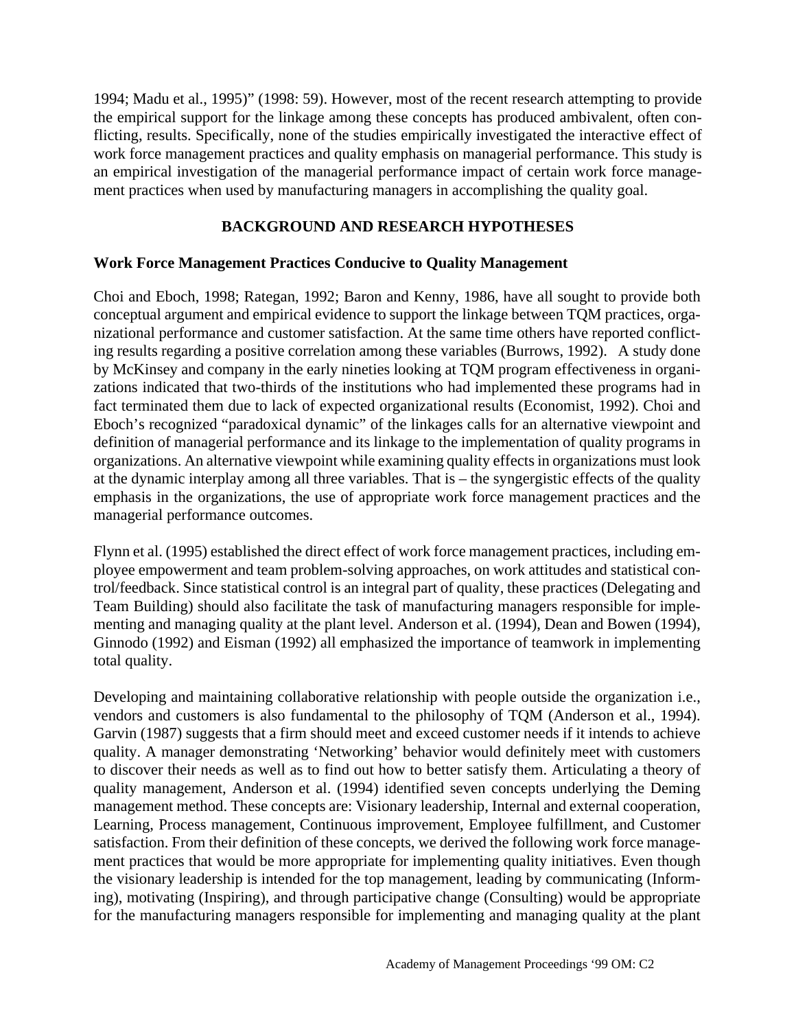1994; Madu et al., 1995)" (1998: 59). However, most of the recent research attempting to provide the empirical support for the linkage among these concepts has produced ambivalent, often conflicting, results. Specifically, none of the studies empirically investigated the interactive effect of work force management practices and quality emphasis on managerial performance. This study is an empirical investigation of the managerial performance impact of certain work force management practices when used by manufacturing managers in accomplishing the quality goal.

## BACKGROUND AND RESEARCH HYPOTHESES

### Work Force Management Practices Conducive to Quality Management

Choi and Eboch, 1998; Rategan, 1992; Baron and Kenny, 1986, have all sought to provide both conceptual argument and empirical evidence to support the linkage between TQM practices, organizational performance and customer satisfaction. At the same time others have reported conflicting results regarding a positive correlation among these variables (Burrows, 1992). A study done by McKinsey and company in the early nineties looking at TQM program effectiveness in organizations indicated that two-thirds of the institutions who had implemented these programs had in fact terminated them due to lack of expected organizational results (Economist, 1992). Choi and Eboch's recognized "paradoxical dynamic" of the linkages calls for an alternative viewpoint and definition of managerial performance and its linkage to the implementation of quality programs in organizations. An alternative viewpoint while examining quality effects in organizations must look at the dynamic interplay among all three variables. That is – the syngergistic effects of the quality emphasis in the organizations, the use of appropriate work force management practices and the managerial performance outcomes.

Flynn et al. (1995) established the direct effect of work force management practices, including employee empowerment and team problem-solving approaches, on work attitudes and statistical control/feedback. Since statistical control is an integral part of quality, these practices (Delegating and Team Building) should also facilitate the task of manufacturing managers responsible for implementing and managing quality at the plant level. Anderson et al. (1994), Dean and Bowen (1994), Ginnodo (1992) and Eisman (1992) all emphasized the importance of teamwork in implementing total quality.

Developing and maintaining collaborative relationship with people outside the organization i.e., vendors and customers is also fundamental to the philosophy of TQM (Anderson et al., 1994). Garvin (1987) suggests that a firm should meet and exceed customer needs if it intends to achieve quality. A manager demonstrating 'Networking' behavior would definitely meet with customers to discover their needs as well as to find out how to better satisfy them. Articulating a theory of quality management, Anderson et al. (1994) identified seven concepts underlying the Deming management method. These concepts are: Visionary leadership, Internal and external cooperation, Learning, Process management, Continuous improvement, Employee fulfillment, and Customer satisfaction. From their definition of these concepts, we derived the following work force management practices that would be more appropriate for implementing quality initiatives. Even though the visionary leadership is intended for the top management, leading by communicating (Informing), motivating (Inspiring), and through participative change (Consulting) would be appropriate for the manufacturing managers responsible for implementing and managing quality at the plant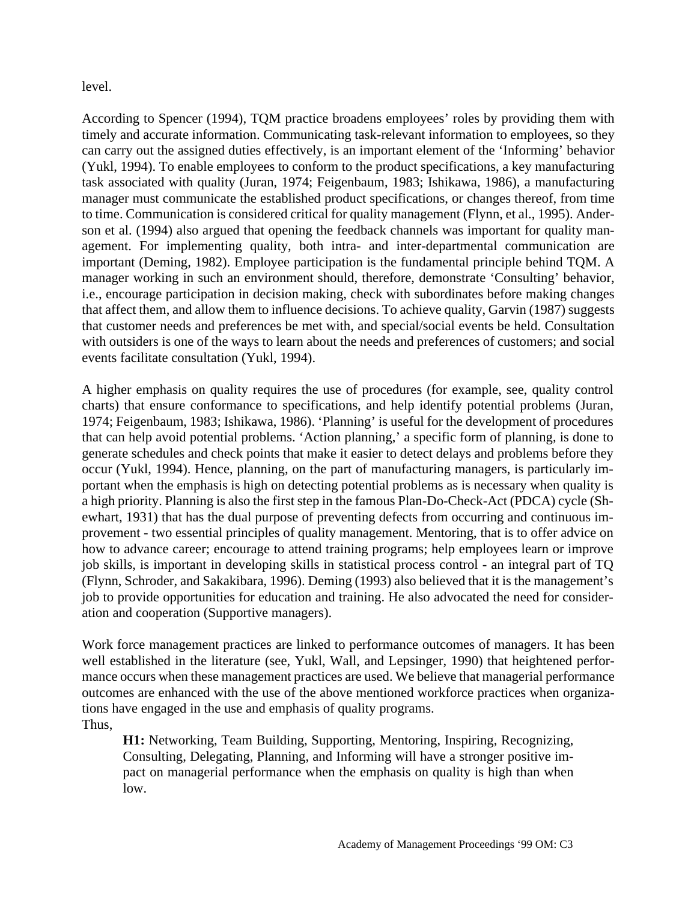level.

According to Spencer (1994), TQM practice broadens employees' roles by providing them with timely and accurate information. Communicating task-relevant information to employees, so they can carry out the assigned duties effectively, is an important element of the 'Informing' behavior (Yukl, 1994). To enable employees to conform to the product specifications, a key manufacturing task associated with quality (Juran, 1974; Feigenbaum, 1983; Ishikawa, 1986), a manufacturing manager must communicate the established product specifications, or changes thereof, from time to time. Communication is considered critical for quality management (Flynn, et al., 1995). Anderson et al. (1994) also argued that opening the feedback channels was important for quality management. For implementing quality, both intra- and inter-departmental communication are important (Deming, 1982). Employee participation is the fundamental principle behind TQM. A manager working in such an environment should, therefore, demonstrate 'Consulting' behavior, i.e., encourage participation in decision making, check with subordinates before making changes that affect them, and allow them to influence decisions. To achieve quality, Garvin (1987) suggests that customer needs and preferences be met with, and special/social events be held. Consultation with outsiders is one of the ways to learn about the needs and preferences of customers; and social events facilitate consultation (Yukl, 1994).

A higher emphasis on quality requires the use of procedures (for example, see, quality control charts) that ensure conformance to specifications, and help identify potential problems (Juran, 1974; Feigenbaum, 1983; Ishikawa, 1986). 'Planning' is useful for the development of procedures that can help avoid potential problems. 'Action planning,' a specific form of planning, is done to generate schedules and check points that make it easier to detect delays and problems before they occur (Yukl, 1994). Hence, planning, on the part of manufacturing managers, is particularly important when the emphasis is high on detecting potential problems as is necessary when quality is a high priority. Planning is also the first step in the famous Plan-Do-Check-Act (PDCA) cycle (Shewhart, 1931) that has the dual purpose of preventing defects from occurring and continuous improvement - two essential principles of quality management. Mentoring, that is to offer advice on how to advance career; encourage to attend training programs; help employees learn or improve job skills, is important in developing skills in statistical process control - an integral part of TQ (Flynn, Schroder, and Sakakibara, 1996). Deming (1993) also believed that it is the management's job to provide opportunities for education and training. He also advocated the need for consideration and cooperation (Supportive managers).

Work force management practices are linked to performance outcomes of managers. It has been well established in the literature (see, Yukl, Wall, and Lepsinger, 1990) that heightened performance occurs when these management practices are used. We believe that managerial performance outcomes are enhanced with the use of the above mentioned workforce practices when organizations have engaged in the use and emphasis of quality programs.
Thus,

> **H1:** Networking, Team Building, Supporting, Mentoring, Inspiring, Recognizing, Consulting, Delegating, Planning, and Informing will have a stronger positive impact on managerial performance when the emphasis on quality is high than when low.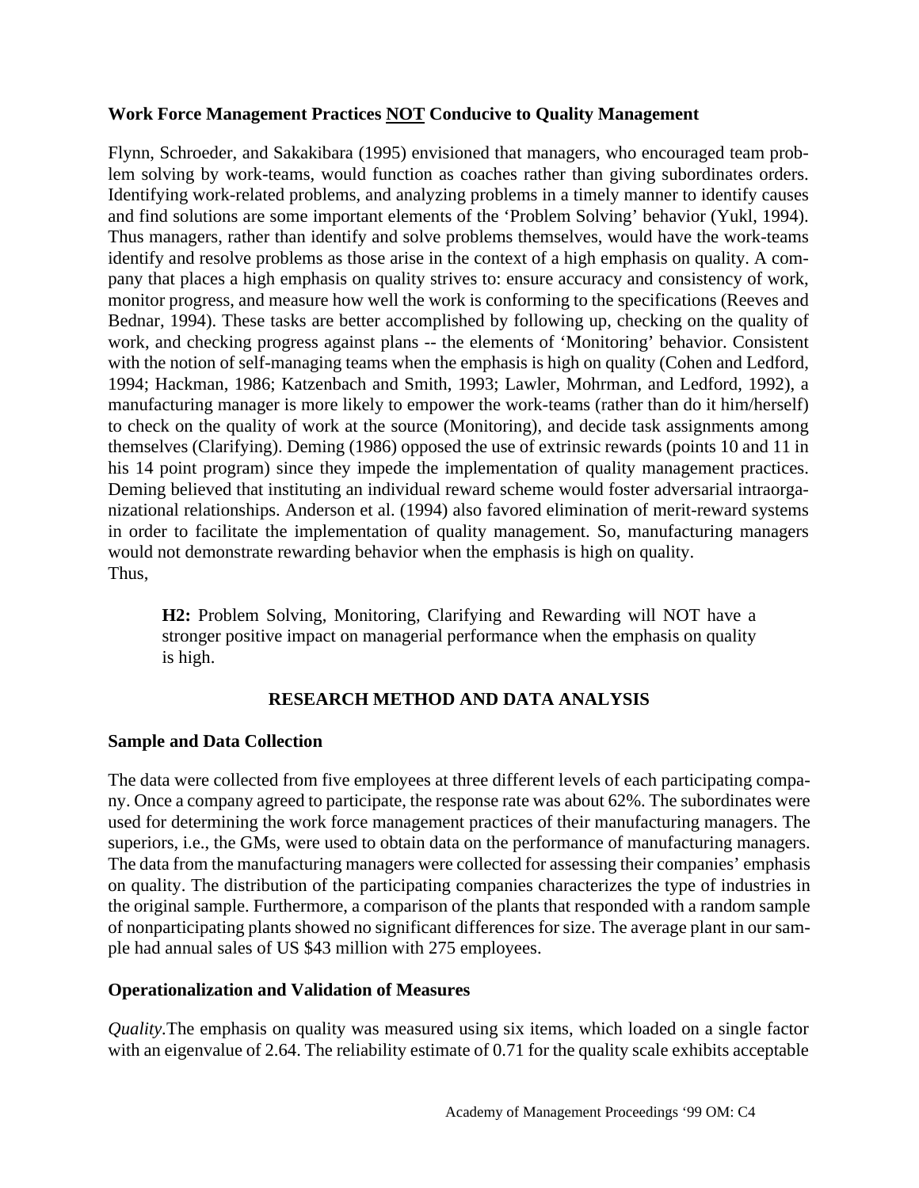### Work Force Management Practices <u>NOT</u> Conducive to Quality Management

Flynn, Schroeder, and Sakakibara (1995) envisioned that managers, who encouraged team problem solving by work-teams, would function as coaches rather than giving subordinates orders. Identifying work-related problems, and analyzing problems in a timely manner to identify causes and find solutions are some important elements of the 'Problem Solving' behavior (Yukl, 1994). Thus managers, rather than identify and solve problems themselves, would have the work-teams identify and resolve problems as those arise in the context of a high emphasis on quality. A company that places a high emphasis on quality strives to: ensure accuracy and consistency of work, monitor progress, and measure how well the work is conforming to the specifications (Reeves and Bednar, 1994). These tasks are better accomplished by following up, checking on the quality of work, and checking progress against plans -- the elements of 'Monitoring' behavior. Consistent with the notion of self-managing teams when the emphasis is high on quality (Cohen and Ledford, 1994; Hackman, 1986; Katzenbach and Smith, 1993; Lawler, Mohrman, and Ledford, 1992), a manufacturing manager is more likely to empower the work-teams (rather than do it him/herself) to check on the quality of work at the source (Monitoring), and decide task assignments among themselves (Clarifying). Deming (1986) opposed the use of extrinsic rewards (points 10 and 11 in his 14 point program) since they impede the implementation of quality management practices. Deming believed that instituting an individual reward scheme would foster adversarial intraorganizational relationships. Anderson et al. (1994) also favored elimination of merit-reward systems in order to facilitate the implementation of quality management. So, manufacturing managers would not demonstrate rewarding behavior when the emphasis is high on quality.
Thus,

> **H2:** Problem Solving, Monitoring, Clarifying and Rewarding will NOT have a stronger positive impact on managerial performance when the emphasis on quality is high.

## RESEARCH METHOD AND DATA ANALYSIS

### Sample and Data Collection

The data were collected from five employees at three different levels of each participating company. Once a company agreed to participate, the response rate was about 62%. The subordinates were used for determining the work force management practices of their manufacturing managers. The superiors, i.e., the GMs, were used to obtain data on the performance of manufacturing managers. The data from the manufacturing managers were collected for assessing their companies' emphasis on quality. The distribution of the participating companies characterizes the type of industries in the original sample. Furthermore, a comparison of the plants that responded with a random sample of nonparticipating plants showed no significant differences for size. The average plant in our sample had annual sales of US $43 million with 275 employees.

### Operationalization and Validation of Measures

*Quality*.The emphasis on quality was measured using six items, which loaded on a single factor with an eigenvalue of 2.64. The reliability estimate of 0.71 for the quality scale exhibits acceptable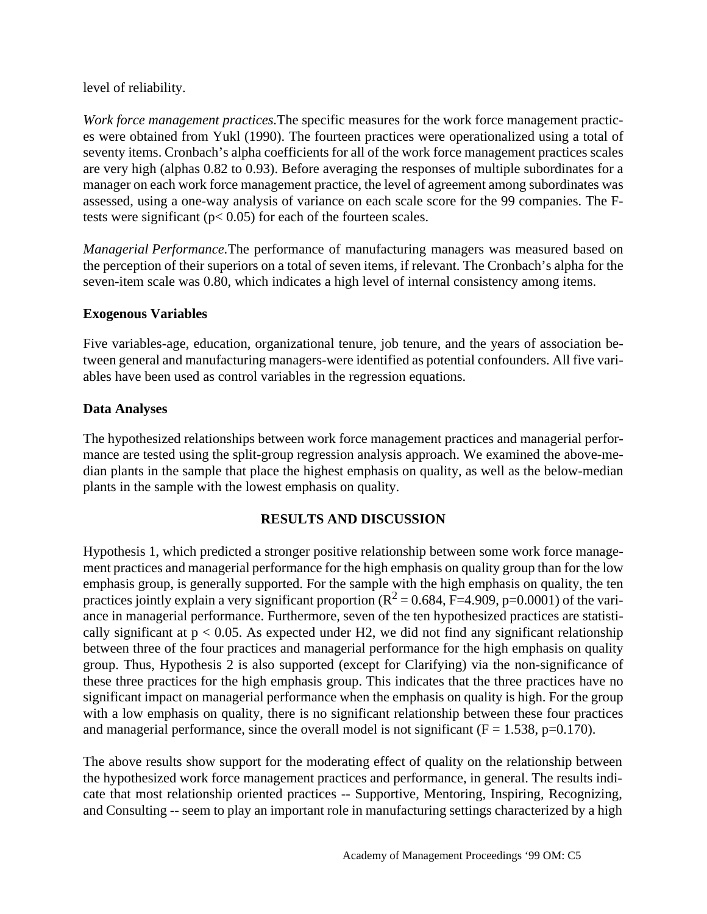level of reliability.

*Work force management practices.*The specific measures for the work force management practices were obtained from Yukl (1990). The fourteen practices were operationalized using a total of seventy items. Cronbach's alpha coefficients for all of the work force management practices scales are very high (alphas 0.82 to 0.93). Before averaging the responses of multiple subordinates for a manager on each work force management practice, the level of agreement among subordinates was assessed, using a one-way analysis of variance on each scale score for the 99 companies. The F-tests were significant ($p < 0.05$) for each of the fourteen scales.

*Managerial Performance.*The performance of manufacturing managers was measured based on the perception of their superiors on a total of seven items, if relevant. The Cronbach's alpha for the seven-item scale was 0.80, which indicates a high level of internal consistency among items.

**Exogenous Variables**

Five variables-age, education, organizational tenure, job tenure, and the years of association between general and manufacturing managers-were identified as potential confounders. All five variables have been used as control variables in the regression equations.

**Data Analyses**

The hypothesized relationships between work force management practices and managerial performance are tested using the split-group regression analysis approach. We examined the above-median plants in the sample that place the highest emphasis on quality, as well as the below-median plants in the sample with the lowest emphasis on quality.

## RESULTS AND DISCUSSION

Hypothesis 1, which predicted a stronger positive relationship between some work force management practices and managerial performance for the high emphasis on quality group than for the low emphasis group, is generally supported. For the sample with the high emphasis on quality, the ten practices jointly explain a very significant proportion ($R^2 = 0.684$, $F=4.909$, $p=0.0001$) of the variance in managerial performance. Furthermore, seven of the ten hypothesized practices are statistically significant at $p < 0.05$. As expected under H2, we did not find any significant relationship between three of the four practices and managerial performance for the high emphasis on quality group. Thus, Hypothesis 2 is also supported (except for Clarifying) via the non-significance of these three practices for the high emphasis group. This indicates that the three practices have no significant impact on managerial performance when the emphasis on quality is high. For the group with a low emphasis on quality, there is no significant relationship between these four practices and managerial performance, since the overall model is not significant ($F = 1.538$, $p=0.170$).

The above results show support for the moderating effect of quality on the relationship between the hypothesized work force management practices and performance, in general. The results indicate that most relationship oriented practices -- Supportive, Mentoring, Inspiring, Recognizing, and Consulting -- seem to play an important role in manufacturing settings characterized by a high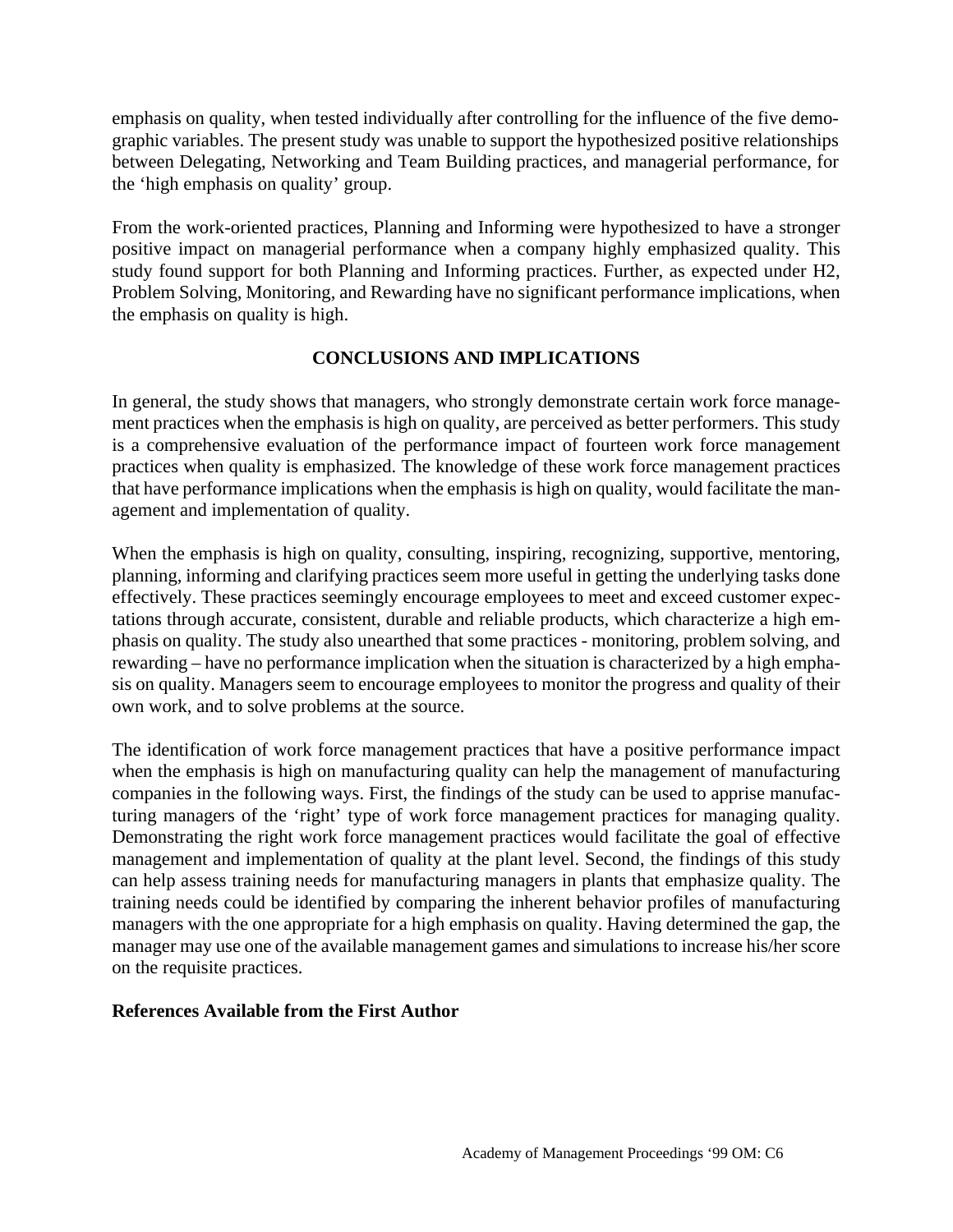emphasis on quality, when tested individually after controlling for the influence of the five demographic variables. The present study was unable to support the hypothesized positive relationships between Delegating, Networking and Team Building practices, and managerial performance, for the 'high emphasis on quality' group.

From the work-oriented practices, Planning and Informing were hypothesized to have a stronger positive impact on managerial performance when a company highly emphasized quality. This study found support for both Planning and Informing practices. Further, as expected under H2, Problem Solving, Monitoring, and Rewarding have no significant performance implications, when the emphasis on quality is high.

## CONCLUSIONS AND IMPLICATIONS

In general, the study shows that managers, who strongly demonstrate certain work force management practices when the emphasis is high on quality, are perceived as better performers. This study is a comprehensive evaluation of the performance impact of fourteen work force management practices when quality is emphasized. The knowledge of these work force management practices that have performance implications when the emphasis is high on quality, would facilitate the management and implementation of quality.

When the emphasis is high on quality, consulting, inspiring, recognizing, supportive, mentoring, planning, informing and clarifying practices seem more useful in getting the underlying tasks done effectively. These practices seemingly encourage employees to meet and exceed customer expectations through accurate, consistent, durable and reliable products, which characterize a high emphasis on quality. The study also unearthed that some practices - monitoring, problem solving, and rewarding – have no performance implication when the situation is characterized by a high emphasis on quality. Managers seem to encourage employees to monitor the progress and quality of their own work, and to solve problems at the source.

The identification of work force management practices that have a positive performance impact when the emphasis is high on manufacturing quality can help the management of manufacturing companies in the following ways. First, the findings of the study can be used to apprise manufacturing managers of the 'right' type of work force management practices for managing quality. Demonstrating the right work force management practices would facilitate the goal of effective management and implementation of quality at the plant level. Second, the findings of this study can help assess training needs for manufacturing managers in plants that emphasize quality. The training needs could be identified by comparing the inherent behavior profiles of manufacturing managers with the one appropriate for a high emphasis on quality. Having determined the gap, the manager may use one of the available management games and simulations to increase his/her score on the requisite practices.

**References Available from the First Author**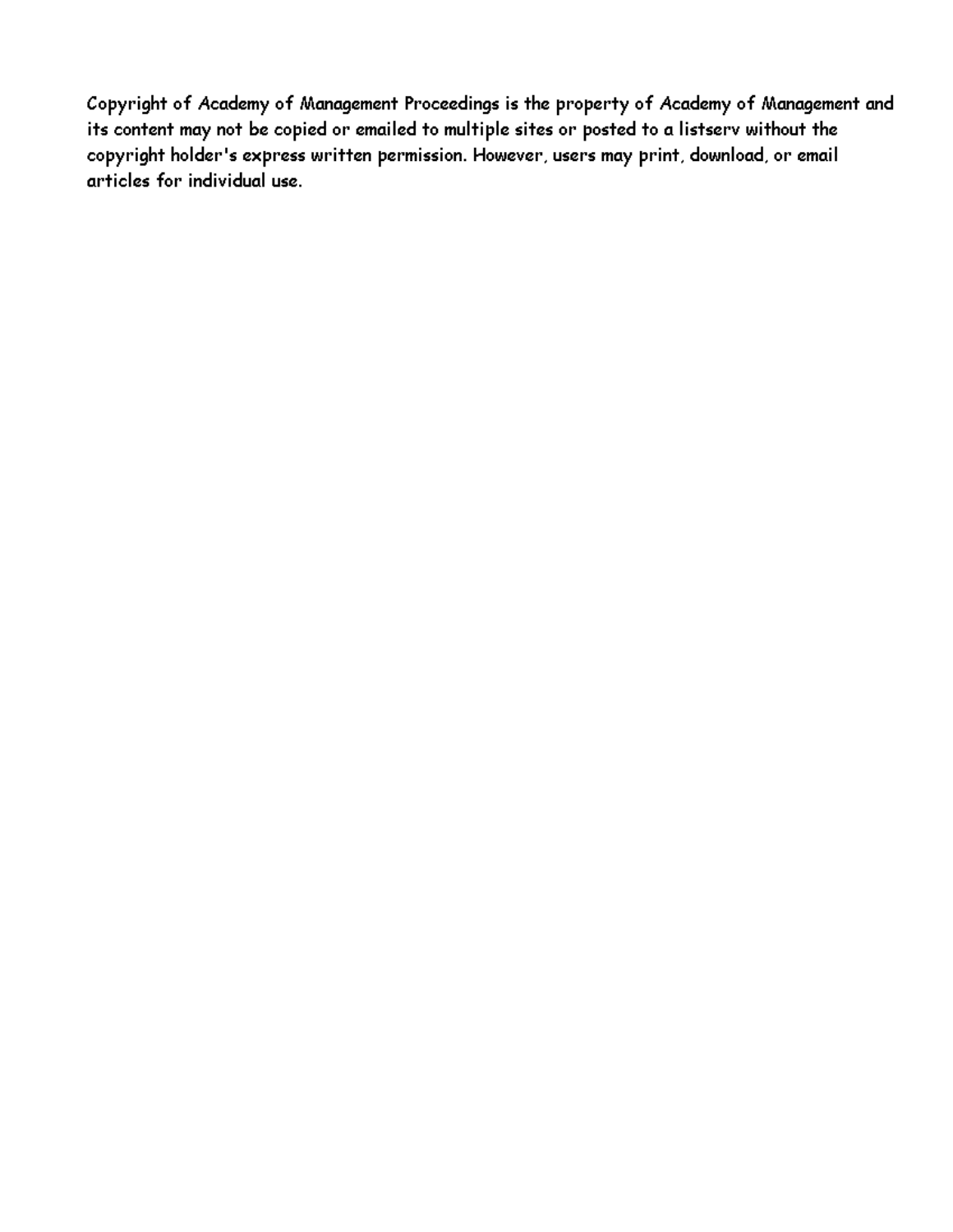Copyright of *Academy of Management Proceedings* is the property of *Academy of Management* and its content may not be copied or emailed to multiple sites or posted to a listserv without the copyright holder's express written permission. However, users may print, download, or email articles for individual use.